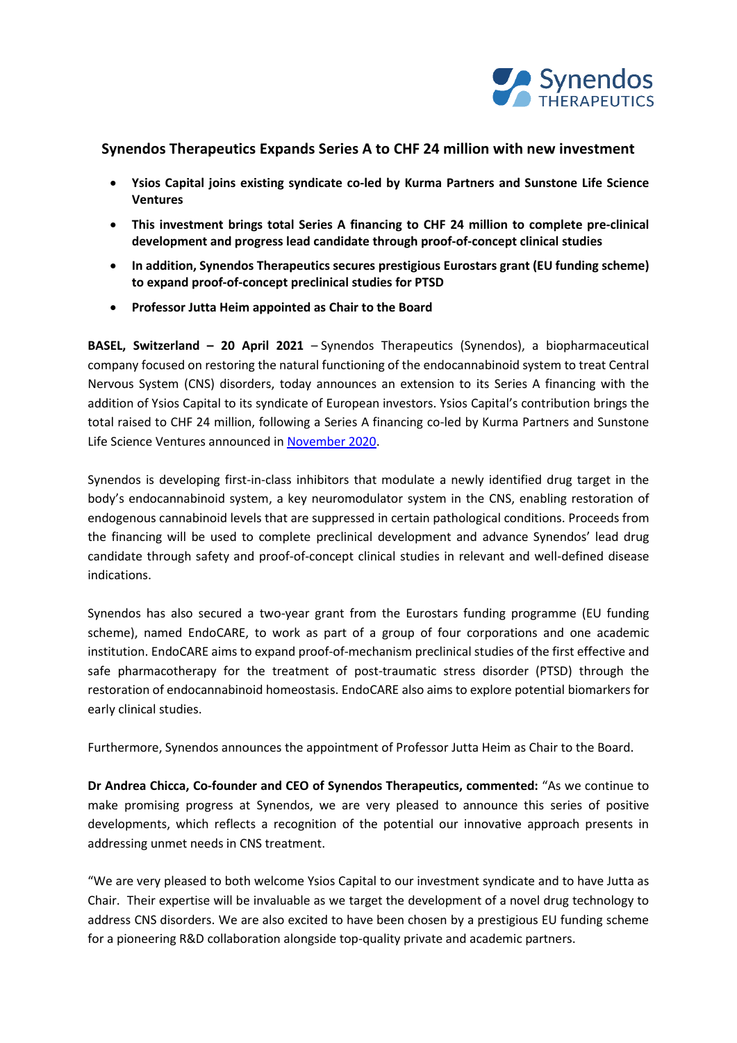# Synendos Therapeutics Expands Series A to CHF 24 million with new investment

- **Ysios Capital joins existing syndicate co-led by Kurma Partners and Sunstone Life Science Ventures**
- **This investment brings total Series A financing to CHF 24 million to complete pre-clinical development and progress lead candidate through proof-of-concept clinical studies**
- **In addition, Synendos Therapeutics secures prestigious Eurostars grant (EU funding scheme) to expand proof-of-concept preclinical studies for PTSD**
- **Professor Jutta Heim appointed as Chair to the Board**

**BASEL, Switzerland – 20 April 2021** – Synendos Therapeutics (Synendos), a biopharmaceutical company focused on restoring the natural functioning of the endocannabinoid system to treat Central Nervous System (CNS) disorders, today announces an extension to its Series A financing with the addition of Ysios Capital to its syndicate of European investors. Ysios Capital's contribution brings the total raised to CHF 24 million, following a Series A financing co-led by Kurma Partners and Sunstone Life Science Ventures announced in November 2020.

Synendos is developing first-in-class inhibitors that modulate a newly identified drug target in the body's endocannabinoid system, a key neuromodulator system in the CNS, enabling restoration of endogenous cannabinoid levels that are suppressed in certain pathological conditions. Proceeds from the financing will be used to complete preclinical development and advance Synendos' lead drug candidate through safety and proof-of-concept clinical studies in relevant and well-defined disease indications.

Synendos has also secured a two-year grant from the Eurostars funding programme (EU funding scheme), named EndoCARE, to work as part of a group of four corporations and one academic institution. EndoCARE aims to expand proof-of-mechanism preclinical studies of the first effective and safe pharmacotherapy for the treatment of post-traumatic stress disorder (PTSD) through the restoration of endocannabinoid homeostasis. EndoCARE also aims to explore potential biomarkers for early clinical studies.

Furthermore, Synendos announces the appointment of Professor Jutta Heim as Chair to the Board.

**Dr Andrea Chicca, Co-founder and CEO of Synendos Therapeutics, commented:** "As we continue to make promising progress at Synendos, we are very pleased to announce this series of positive developments, which reflects a recognition of the potential our innovative approach presents in addressing unmet needs in CNS treatment.

"We are very pleased to both welcome Ysios Capital to our investment syndicate and to have Jutta as Chair. Their expertise will be invaluable as we target the development of a novel drug technology to address CNS disorders. We are also excited to have been chosen by a prestigious EU funding scheme for a pioneering R&D collaboration alongside top-quality private and academic partners.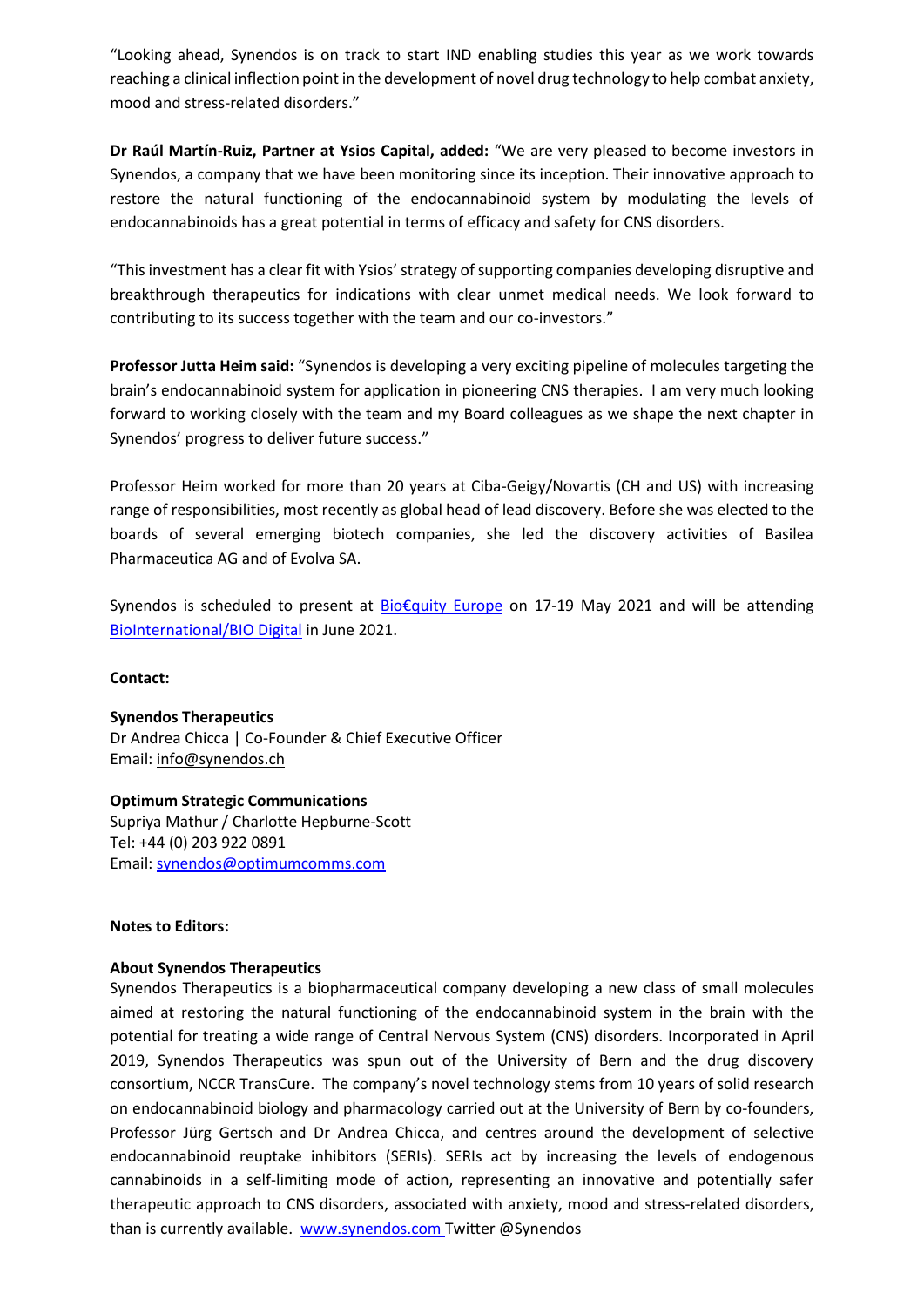"Looking ahead, Synendos is on track to start IND enabling studies this year as we work towards reaching a clinical inflection point in the development of novel drug technology to help combat anxiety, mood and stress-related disorders."

**Dr Raúl Martín-Ruiz, Partner at Ysios Capital, added:** "We are very pleased to become investors in Synendos, a company that we have been monitoring since its inception. Their innovative approach to restore the natural functioning of the endocannabinoid system by modulating the levels of endocannabinoids has a great potential in terms of efficacy and safety for CNS disorders.

"This investment has a clear fit with Ysios' strategy of supporting companies developing disruptive and breakthrough therapeutics for indications with clear unmet medical needs. We look forward to contributing to its success together with the team and our co-investors."

**Professor Jutta Heim said:** "Synendos is developing a very exciting pipeline of molecules targeting the brain's endocannabinoid system for application in pioneering CNS therapies. I am very much looking forward to working closely with the team and my Board colleagues as we shape the next chapter in Synendos' progress to deliver future success."

Professor Heim worked for more than 20 years at Ciba-Geigy/Novartis (CH and US) with increasing range of responsibilities, most recently as global head of lead discovery. Before she was elected to the boards of several emerging biotech companies, she led the discovery activities of Basilea Pharmaceutica AG and of Evolva SA.

Synendos is scheduled to present at Bio€quity Europe on 17-19 May 2021 and will be attending BioInternational/BIO Digital in June 2021.

**Contact:**

**Synendos Therapeutics**
Dr Andrea Chicca | Co-Founder & Chief Executive Officer
Email: info@synendos.ch

**Optimum Strategic Communications**
Supriya Mathur / Charlotte Hepburne-Scott
Tel: +44 (0) 203 922 0891
Email: synendos@optimumcomms.com

**Notes to Editors:**

**About Synendos Therapeutics**
Synendos Therapeutics is a biopharmaceutical company developing a new class of small molecules aimed at restoring the natural functioning of the endocannabinoid system in the brain with the potential for treating a wide range of Central Nervous System (CNS) disorders. Incorporated in April 2019, Synendos Therapeutics was spun out of the University of Bern and the drug discovery consortium, NCCR TransCure. The company's novel technology stems from 10 years of solid research on endocannabinoid biology and pharmacology carried out at the University of Bern by co-founders, Professor Jürg Gertsch and Dr Andrea Chicca, and centres around the development of selective endocannabinoid reuptake inhibitors (SERIs). SERIs act by increasing the levels of endogenous cannabinoids in a self-limiting mode of action, representing an innovative and potentially safer therapeutic approach to CNS disorders, associated with anxiety, mood and stress-related disorders, than is currently available. www.synendos.com Twitter @Synendos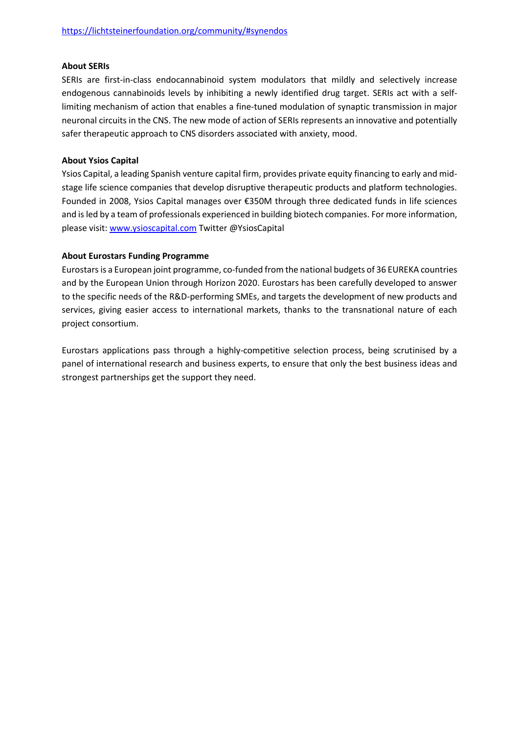https://lichtsteinerfoundation.org/community/#synendos

**About SERIs**

SERIs are first-in-class endocannabinoid system modulators that mildly and selectively increase endogenous cannabinoids levels by inhibiting a newly identified drug target. SERIs act with a self-limiting mechanism of action that enables a fine-tuned modulation of synaptic transmission in major neuronal circuits in the CNS. The new mode of action of SERIs represents an innovative and potentially safer therapeutic approach to CNS disorders associated with anxiety, mood.

**About Ysios Capital**

Ysios Capital, a leading Spanish venture capital firm, provides private equity financing to early and mid-stage life science companies that develop disruptive therapeutic products and platform technologies. Founded in 2008, Ysios Capital manages over €350M through three dedicated funds in life sciences and is led by a team of professionals experienced in building biotech companies. For more information, please visit: www.ysioscapital.com Twitter @YsiosCapital

**About Eurostars Funding Programme**

Eurostars is a European joint programme, co-funded from the national budgets of 36 EUREKA countries and by the European Union through Horizon 2020. Eurostars has been carefully developed to answer to the specific needs of the R&D-performing SMEs, and targets the development of new products and services, giving easier access to international markets, thanks to the transnational nature of each project consortium.

Eurostars applications pass through a highly-competitive selection process, being scrutinised by a panel of international research and business experts, to ensure that only the best business ideas and strongest partnerships get the support they need.